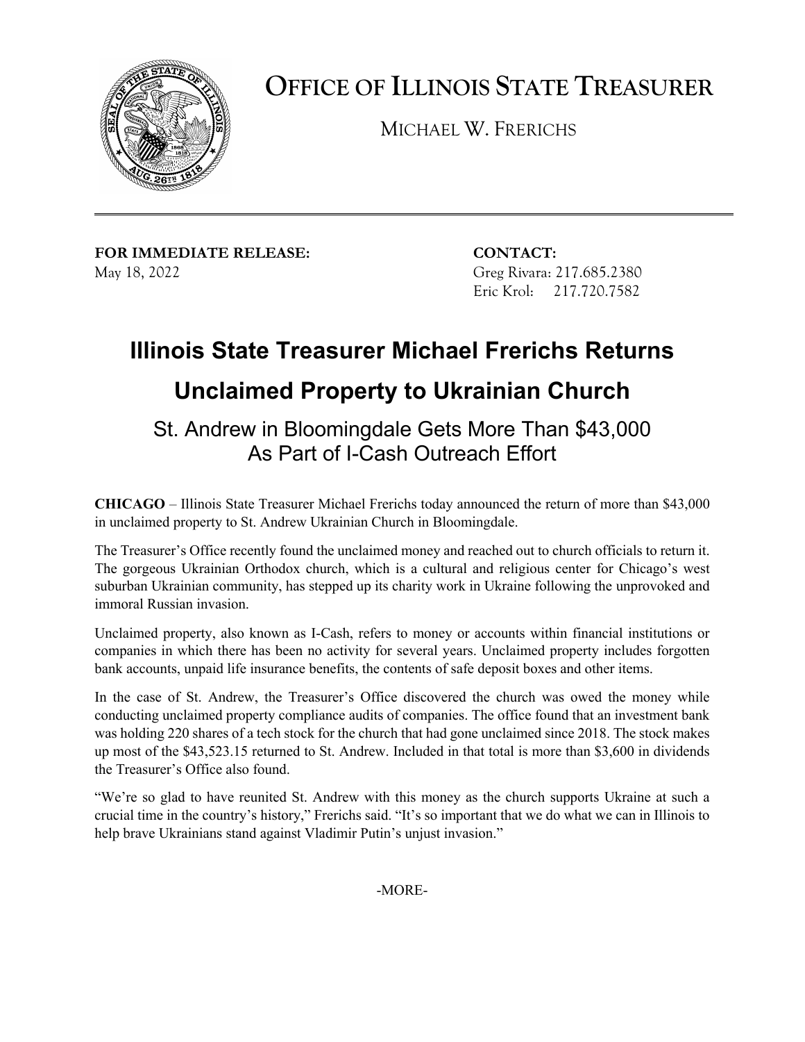# OFFICE OF ILLINOIS STATE TREASURER

MICHAEL W. FRERICHS

**FOR IMMEDIATE RELEASE:**
May 18, 2022

**CONTACT:**
Greg Rivara: 217.685.2380
Eric Krol: 217.720.7582

## Illinois State Treasurer Michael Frerichs Returns Unclaimed Property to Ukrainian Church

### St. Andrew in Bloomingdale Gets More Than $43,000 As Part of I-Cash Outreach Effort

**CHICAGO** – Illinois State Treasurer Michael Frerichs today announced the return of more than $43,000 in unclaimed property to St. Andrew Ukrainian Church in Bloomingdale.

The Treasurer's Office recently found the unclaimed money and reached out to church officials to return it. The gorgeous Ukrainian Orthodox church, which is a cultural and religious center for Chicago's west suburban Ukrainian community, has stepped up its charity work in Ukraine following the unprovoked and immoral Russian invasion.

Unclaimed property, also known as I-Cash, refers to money or accounts within financial institutions or companies in which there has been no activity for several years. Unclaimed property includes forgotten bank accounts, unpaid life insurance benefits, the contents of safe deposit boxes and other items.

In the case of St. Andrew, the Treasurer's Office discovered the church was owed the money while conducting unclaimed property compliance audits of companies. The office found that an investment bank was holding 220 shares of a tech stock for the church that had gone unclaimed since 2018. The stock makes up most of the $43,523.15 returned to St. Andrew. Included in that total is more than $3,600 in dividends the Treasurer's Office also found.

"We're so glad to have reunited St. Andrew with this money as the church supports Ukraine at such a crucial time in the country's history," Frerichs said. "It's so important that we do what we can in Illinois to help brave Ukrainians stand against Vladimir Putin's unjust invasion."

-MORE-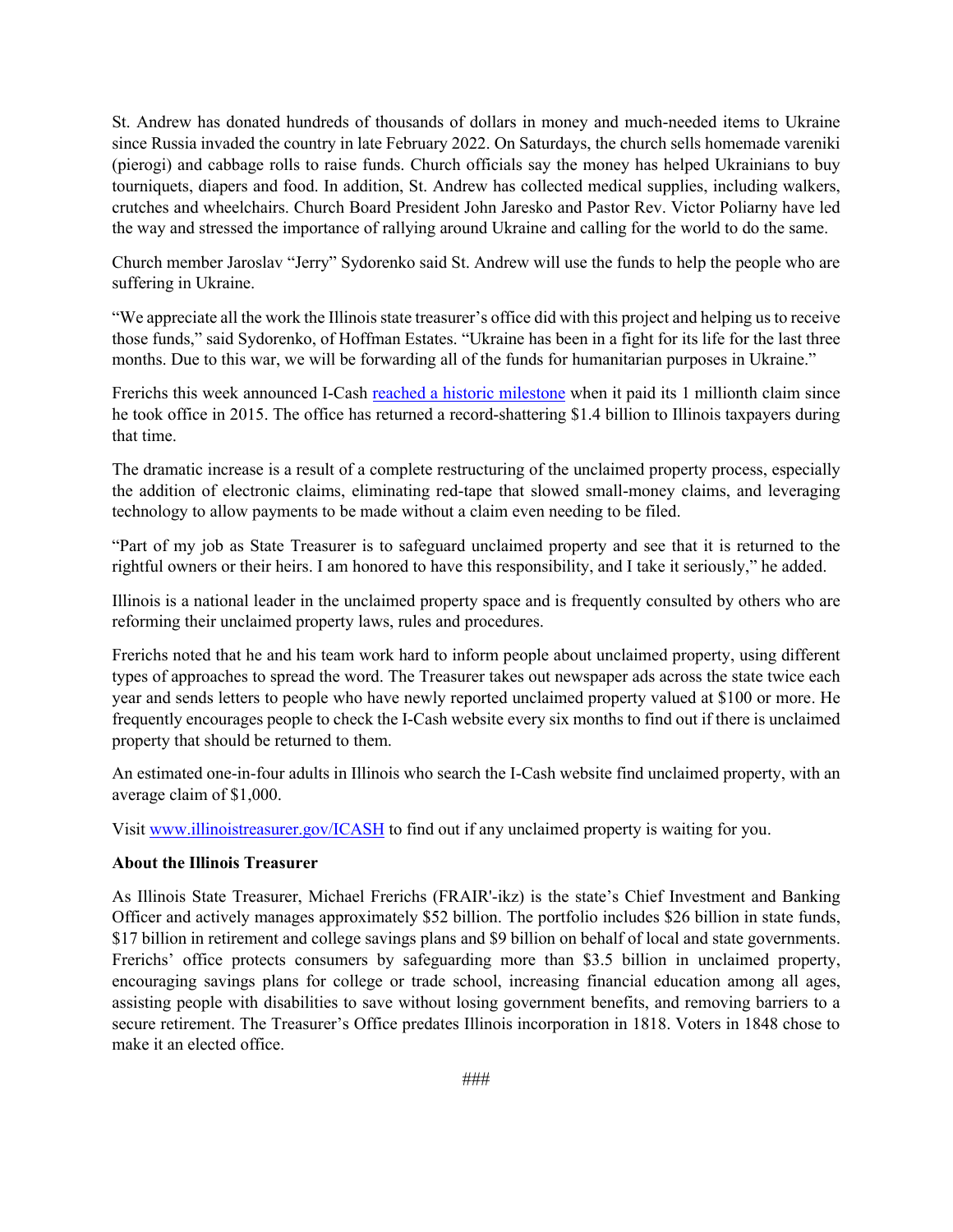St. Andrew has donated hundreds of thousands of dollars in money and much-needed items to Ukraine since Russia invaded the country in late February 2022. On Saturdays, the church sells homemade vareniki (pierogi) and cabbage rolls to raise funds. Church officials say the money has helped Ukrainians to buy tourniquets, diapers and food. In addition, St. Andrew has collected medical supplies, including walkers, crutches and wheelchairs. Church Board President John Jaresko and Pastor Rev. Victor Poliarny have led the way and stressed the importance of rallying around Ukraine and calling for the world to do the same.

Church member Jaroslav "Jerry" Sydorenko said St. Andrew will use the funds to help the people who are suffering in Ukraine.

"We appreciate all the work the Illinois state treasurer's office did with this project and helping us to receive those funds," said Sydorenko, of Hoffman Estates. "Ukraine has been in a fight for its life for the last three months. Due to this war, we will be forwarding all of the funds for humanitarian purposes in Ukraine."

Frerichs this week announced I-Cash [reached a historic milestone]() when it paid its 1 millionth claim since he took office in 2015. The office has returned a record-shattering $1.4 billion to Illinois taxpayers during that time.

The dramatic increase is a result of a complete restructuring of the unclaimed property process, especially the addition of electronic claims, eliminating red-tape that slowed small-money claims, and leveraging technology to allow payments to be made without a claim even needing to be filed.

"Part of my job as State Treasurer is to safeguard unclaimed property and see that it is returned to the rightful owners or their heirs. I am honored to have this responsibility, and I take it seriously," he added.

Illinois is a national leader in the unclaimed property space and is frequently consulted by others who are reforming their unclaimed property laws, rules and procedures.

Frerichs noted that he and his team work hard to inform people about unclaimed property, using different types of approaches to spread the word. The Treasurer takes out newspaper ads across the state twice each year and sends letters to people who have newly reported unclaimed property valued at $100 or more. He frequently encourages people to check the I-Cash website every six months to find out if there is unclaimed property that should be returned to them.

An estimated one-in-four adults in Illinois who search the I-Cash website find unclaimed property, with an average claim of $1,000.

Visit [www.illinoistreasurer.gov/ICASH](www.illinoistreasurer.gov/ICASH) to find out if any unclaimed property is waiting for you.

**About the Illinois Treasurer**

As Illinois State Treasurer, Michael Frerichs (FRAIR'-ikz) is the state's Chief Investment and Banking Officer and actively manages approximately $52 billion. The portfolio includes $26 billion in state funds, $17 billion in retirement and college savings plans and $9 billion on behalf of local and state governments. Frerichs' office protects consumers by safeguarding more than $3.5 billion in unclaimed property, encouraging savings plans for college or trade school, increasing financial education among all ages, assisting people with disabilities to save without losing government benefits, and removing barriers to a secure retirement. The Treasurer's Office predates Illinois incorporation in 1818. Voters in 1848 chose to make it an elected office.

###